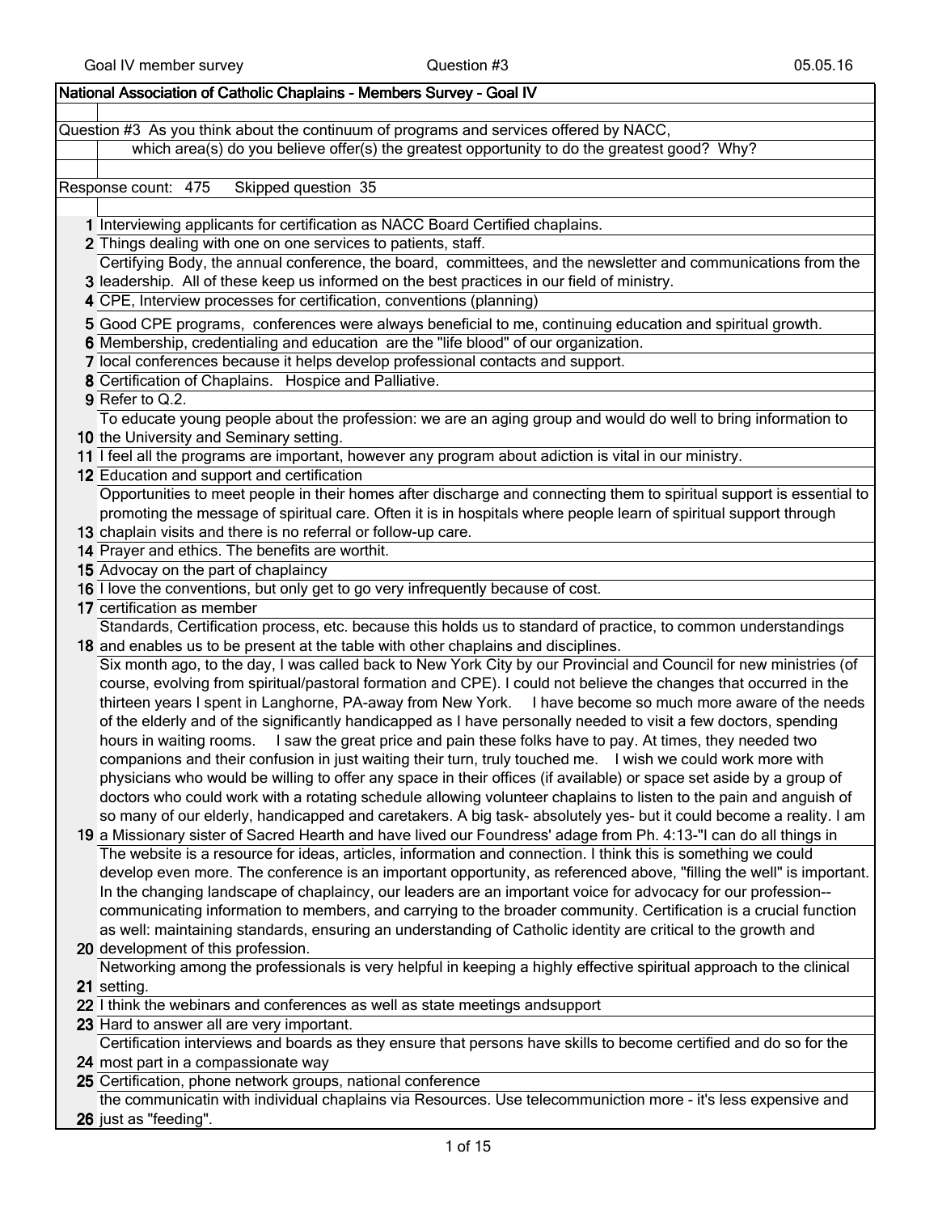# National Association of Catholic Chaplains - Members Survey - Goal IV

Question #3 As you think about the continuum of programs and services offered by NACC, which area(s) do you believe offer(s) the greatest opportunity to do the greatest good? Why?

Response count: 475 Skipped question 35

| # | Response |
|---|---|
| 1 | Interviewing applicants for certification as NACC Board Certified chaplains. |
| 2 | Things dealing with one on one services to patients, staff. |
| 3 | Certifying Body, the annual conference, the board, committees, and the newsletter and communications from the leadership. All of these keep us informed on the best practices in our field of ministry. |
| 4 | CPE, Interview processes for certification, conventions (planning) |
| 5 | Good CPE programs, conferences were always beneficial to me, continuing education and spiritual growth. |
| 6 | Membership, credentialing and education are the "life blood" of our organization. |
| 7 | local conferences because it helps develop professional contacts and support. |
| 8 | Certification of Chaplains. Hospice and Palliative. |
| 9 | Refer to Q.2. |
| 10 | To educate young people about the profession: we are an aging group and would do well to bring information to the University and Seminary setting. |
| 11 | I feel all the programs are important, however any program about adiction is vital in our ministry. |
| 12 | Education and support and certification |
| 13 | Opportunities to meet people in their homes after discharge and connecting them to spiritual support is essential to promoting the message of spiritual care. Often it is in hospitals where people learn of spiritual support through chaplain visits and there is no referral or follow-up care. |
| 14 | Prayer and ethics. The benefits are worthit. |
| 15 | Advocacy on the part of chaplaincy |
| 16 | I love the conventions, but only get to go very infrequently because of cost. |
| 17 | certification as member |
| 18 | Standards, Certification process, etc. because this holds us to standard of practice, to common understandings and enables us to be present at the table with other chaplains and disciplines. |
| 19 | Six month ago, to the day, I was called back to New York City by our Provincial and Council for new ministries (of course, evolving from spiritual/pastoral formation and CPE). I could not believe the changes that occurred in the thirteen years I spent in Langhorne, PA-away from New York. I have become so much more aware of the needs of the elderly and of the significantly handicapped as I have personally needed to visit a few doctors, spending hours in waiting rooms. I saw the great price and pain these folks have to pay. At times, they needed two companions and their confusion in just waiting their turn, truly touched me. I wish we could work more with physicians who would be willing to offer any space in their offices (if available) or space set aside by a group of doctors who could work with a rotating schedule allowing volunteer chaplains to listen to the pain and anguish of so many of our elderly, handicapped and caretakers. A big task- absolutely yes- but it could become a reality. I am a Missionary sister of Sacred Hearth and have lived our Foundress' adage from Ph. 4:13-"I can do all things in |
| 20 | The website is a resource for ideas, articles, information and connection. I think this is something we could develop even more. The conference is an important opportunity, as referenced above, "filling the well" is important. In the changing landscape of chaplaincy, our leaders are an important voice for advocacy for our profession--communicating information to members, and carrying to the broader community. Certification is a crucial function as well: maintaining standards, ensuring an understanding of Catholic identity are critical to the growth and development of this profession. |
| 21 | Networking among the professionals is very helpful in keeping a highly effective spiritual approach to the clinical setting. |
| 22 | I think the webinars and conferences as well as state meetings andsupport |
| 23 | Hard to answer all are very important. |
| 24 | Certification interviews and boards as they ensure that persons have skills to become certified and do so for the most part in a compassionate way |
| 25 | Certification, phone network groups, national conference |
| 26 | the communicatin with individual chaplains via Resources. Use telecommuniction more - it's less expensive and just as "feeding". |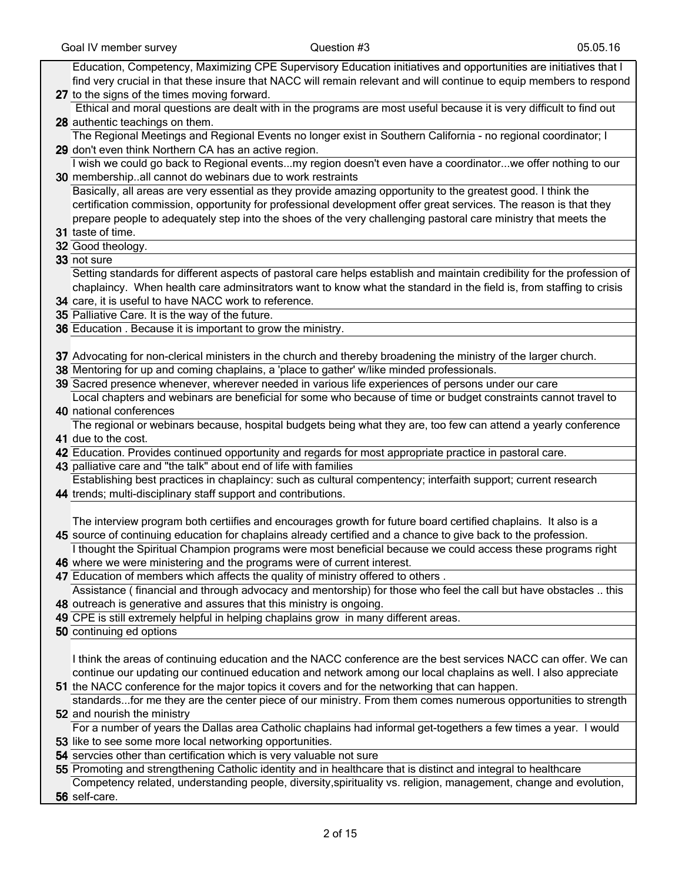| | |
|---|---|
| 27 | Education, Competency, Maximizing CPE Supervisory Education initiatives and opportunities are initiatives that I find very crucial in that these insure that NACC will remain relevant and will continue to equip members to respond to the signs of the times moving forward. |
| 28 | Ethical and moral questions are dealt with in the programs are most useful because it is very difficult to find out authentic teachings on them. |
| 29 | The Regional Meetings and Regional Events no longer exist in Southern California - no regional coordinator; I don't even think Northern CA has an active region. |
| 30 | I wish we could go back to Regional events...my region doesn't even have a coordinator...we offer nothing to our membership..all cannot do webinars due to work restraints |
| 31 | Basically, all areas are very essential as they provide amazing opportunity to the greatest good. I think the certification commission, opportunity for professional development offer great services. The reason is that they prepare people to adequately step into the shoes of the very challenging pastoral care ministry that meets the taste of time. |
| 32 | Good theology. |
| 33 | not sure |
| 34 | Setting standards for different aspects of pastoral care helps establish and maintain credibility for the profession of chaplaincy. When health care adminsitrators want to know what the standard in the field is, from staffing to crisis care, it is useful to have NACC work to reference. |
| 35 | Palliative Care. It is the way of the future. |
| 36 | Education . Because it is important to grow the ministry. |
| 37 | Advocating for non-clerical ministers in the church and thereby broadening the ministry of the larger church. |
| 38 | Mentoring for up and coming chaplains, a 'place to gather' w/like minded professionals. |
| 39 | Sacred presence whenever, wherever needed in various life experiences of persons under our care |
| 40 | Local chapters and webinars are beneficial for some who because of time or budget constraints cannot travel to national conferences |
| 41 | The regional or webinars because, hospital budgets being what they are, too few can attend a yearly conference due to the cost. |
| 42 | Education. Provides continued opportunity and regards for most appropriate practice in pastoral care. |
| 43 | palliative care and "the talk" about end of life with families |
| 44 | Establishing best practices in chaplaincy: such as cultural compentency; interfaith support; current research trends; multi-disciplinary staff support and contributions. |
| 45 | The interview program both certiifies and encourages growth for future board certified chaplains. It also is a source of continuing education for chaplains already certified and a chance to give back to the profession. |
| 46 | I thought the Spiritual Champion programs were most beneficial because we could access these programs right where we were ministering and the programs were of current interest. |
| 47 | Education of members which affects the quality of ministry offered to others . |
| 48 | Assistance ( financial and through advocacy and mentorship) for those who feel the call but have obstacles .. this outreach is generative and assures that this ministry is ongoing. |
| 49 | CPE is still extremely helpful in helping chaplains grow in many different areas. |
| 50 | continuing ed options |
| 51 | I think the areas of continuing education and the NACC conference are the best services NACC can offer. We can continue our updating our continued education and network among our local chaplains as well. I also appreciate the NACC conference for the major topics it covers and for the networking that can happen. |
| 52 | standards...for me they are the center piece of our ministry. From them comes numerous opportunities to strength and nourish the ministry |
| 53 | For a number of years the Dallas area Catholic chaplains had informal get-togethers a few times a year. I would like to see some more local networking opportunities. |
| 54 | servcies other than certification which is very valuable not sure |
| 55 | Promoting and strengthening Catholic identity and in healthcare that is distinct and integral to healthcare |
| 56 | Competency related, understanding people, diversity,spirituality vs. religion, management, change and evolution, self-care. |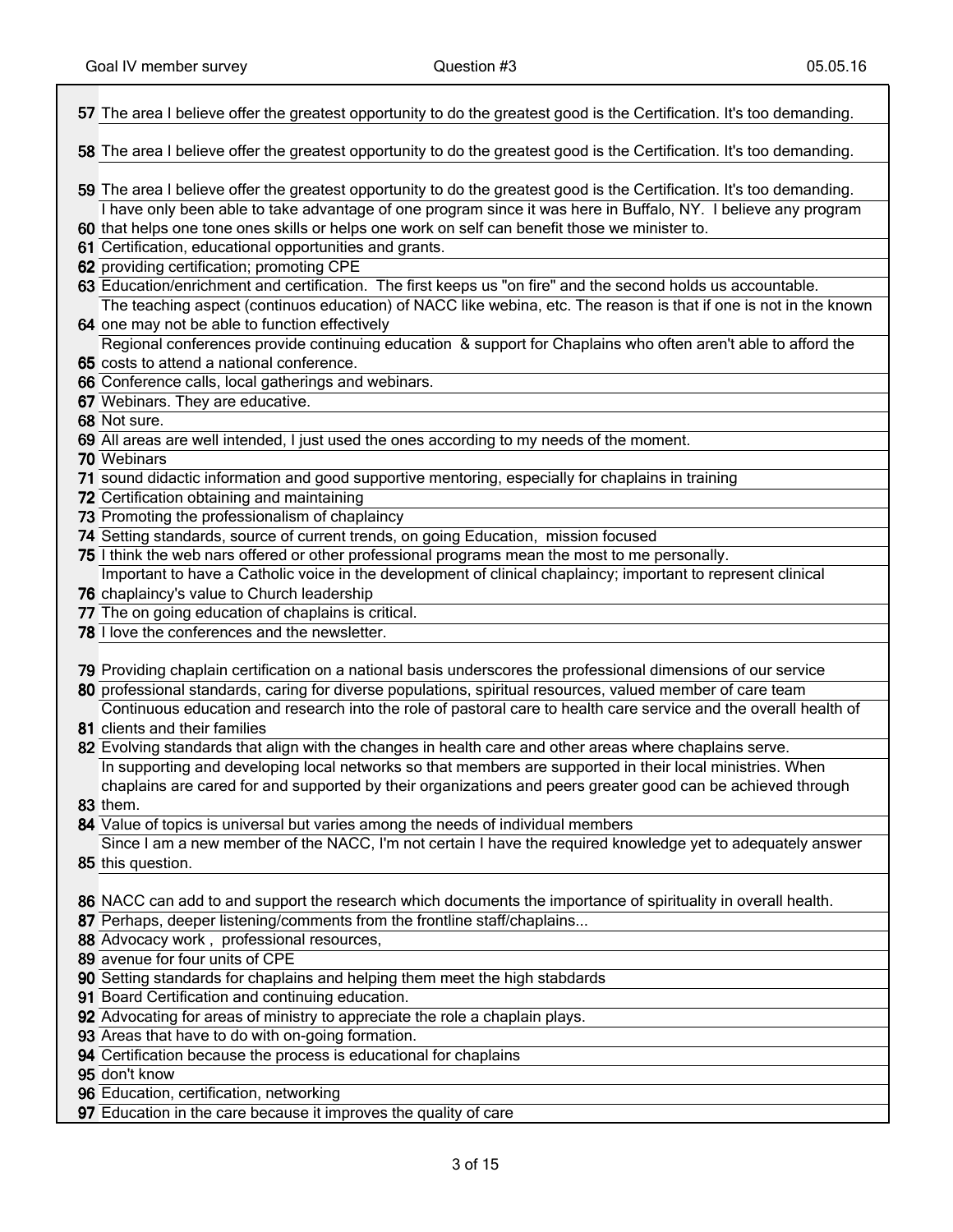| # | Response |
|---|---|
| 57 | The area I believe offer the greatest opportunity to do the greatest good is the Certification. It's too demanding. |
| 58 | The area I believe offer the greatest opportunity to do the greatest good is the Certification. It's too demanding. |
| 59 | The area I believe offer the greatest opportunity to do the greatest good is the Certification. It's too demanding. |
| 60 | I have only been able to take advantage of one program since it was here in Buffalo, NY. I believe any program that helps one tone ones skills or helps one work on self can benefit those we minister to. |
| 61 | Certification, educational opportunities and grants. |
| 62 | providing certification; promoting CPE |
| 63 | Education/enrichment and certification. The first keeps us "on fire" and the second holds us accountable. |
| 64 | The teaching aspect (continuos education) of NACC like webina, etc. The reason is that if one is not in the known one may not be able to function effectively |
| 65 | Regional conferences provide continuing education & support for Chaplains who often aren't able to afford the costs to attend a national conference. |
| 66 | Conference calls, local gatherings and webinars. |
| 67 | Webinars. They are educative. |
| 68 | Not sure. |
| 69 | All areas are well intended, I just used the ones according to my needs of the moment. |
| 70 | Webinars |
| 71 | sound didactic information and good supportive mentoring, especially for chaplains in training |
| 72 | Certification obtaining and maintaining |
| 73 | Promoting the professionalism of chaplaincy |
| 74 | Setting standards, source of current trends, on going Education, mission focused |
| 75 | I think the web nars offered or other professional programs mean the most to me personally. |
| 76 | Important to have a Catholic voice in the development of clinical chaplaincy; important to represent clinical chaplaincy's value to Church leadership |
| 77 | The on going education of chaplains is critical. |
| 78 | I love the conferences and the newsletter. |
| 79 | Providing chaplain certification on a national basis underscores the professional dimensions of our service |
| 80 | professional standards, caring for diverse populations, spiritual resources, valued member of care team |
| 81 | Continuous education and research into the role of pastoral care to health care service and the overall health of clients and their families |
| 82 | Evolving standards that align with the changes in health care and other areas where chaplains serve. |
| 83 | In supporting and developing local networks so that members are supported in their local ministries. When chaplains are cared for and supported by their organizations and peers greater good can be achieved through them. |
| 84 | Value of topics is universal but varies among the needs of individual members |
| 85 | Since I am a new member of the NACC, I'm not certain I have the required knowledge yet to adequately answer this question. |
| 86 | NACC can add to and support the research which documents the importance of spirituality in overall health. |
| 87 | Perhaps, deeper listening/comments from the frontline staff/chaplains... |
| 88 | Advocacy work , professional resources, |
| 89 | avenue for four units of CPE |
| 90 | Setting standards for chaplains and helping them meet the high stabdards |
| 91 | Board Certification and continuing education. |
| 92 | Advocating for areas of ministry to appreciate the role a chaplain plays. |
| 93 | Areas that have to do with on-going formation. |
| 94 | Certification because the process is educational for chaplains |
| 95 | don't know |
| 96 | Education, certification, networking |
| 97 | Education in the care because it improves the quality of care |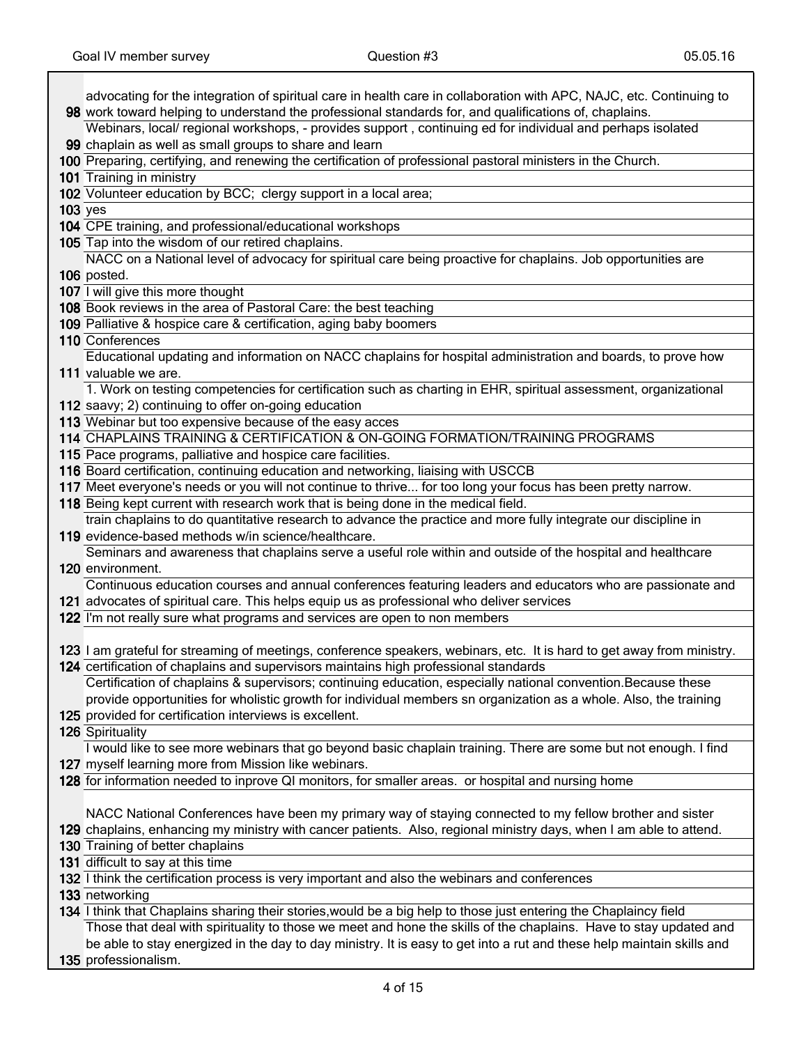| # | Response |
|---|---|
| 98 | advocating for the integration of spiritual care in health care in collaboration with APC, NAJC, etc. Continuing to work toward helping to understand the professional standards for, and qualifications of, chaplains. |
| 99 | Webinars, local/ regional workshops, - provides support , continuing ed for individual and perhaps isolated chaplain as well as small groups to share and learn |
| 100 | Preparing, certifying, and renewing the certification of professional pastoral ministers in the Church. |
| 101 | Training in ministry |
| 102 | Volunteer education by BCC; clergy support in a local area; |
| 103 | yes |
| 104 | CPE training, and professional/educational workshops |
| 105 | Tap into the wisdom of our retired chaplains. |
| 106 | NACC on a National level of advocacy for spiritual care being proactive for chaplains. Job opportunities are posted. |
| 107 | I will give this more thought |
| 108 | Book reviews in the area of Pastoral Care: the best teaching |
| 109 | Palliative & hospice care & certification, aging baby boomers |
| 110 | Conferences |
| 111 | Educational updating and information on NACC chaplains for hospital administration and boards, to prove how valuable we are. |
| 112 | 1. Work on testing competencies for certification such as charting in EHR, spiritual assessment, organizational saavy; 2) continuing to offer on-going education |
| 113 | Webinar but too expensive because of the easy acces |
| 114 | CHAPLAINS TRAINING & CERTIFICATION & ON-GOING FORMATION/TRAINING PROGRAMS |
| 115 | Pace programs, palliative and hospice care facilities. |
| 116 | Board certification, continuing education and networking, liaising with USCCB |
| 117 | Meet everyone's needs or you will not continue to thrive... for too long your focus has been pretty narrow. |
| 118 | Being kept current with research work that is being done in the medical field. |
| 119 | train chaplains to do quantitative research to advance the practice and more fully integrate our discipline in evidence-based methods w/in science/healthcare. |
| 120 | Seminars and awareness that chaplains serve a useful role within and outside of the hospital and healthcare environment. |
| 121 | Continuous education courses and annual conferences featuring leaders and educators who are passionate and advocates of spiritual care. This helps equip us as professional who deliver services |
| 122 | I'm not really sure what programs and services are open to non members |
| 123 | I am grateful for streaming of meetings, conference speakers, webinars, etc. It is hard to get away from ministry. |
| 124 | certification of chaplains and supervisors maintains high professional standards |
| 125 | Certification of chaplains & supervisors; continuing education, especially national convention.Because these provide opportunities for wholistic growth for individual members sn organization as a whole. Also, the training provided for certification interviews is excellent. |
| 126 | Spirituality |
| 127 | I would like to see more webinars that go beyond basic chaplain training. There are some but not enough. I find myself learning more from Mission like webinars. |
| 128 | for information needed to inprove QI monitors, for smaller areas. or hospital and nursing home |
| 129 | NACC National Conferences have been my primary way of staying connected to my fellow brother and sister chaplains, enhancing my ministry with cancer patients. Also, regional ministry days, when I am able to attend. |
| 130 | Training of better chaplains |
| 131 | difficult to say at this time |
| 132 | I think the certification process is very important and also the webinars and conferences |
| 133 | networking |
| 134 | I think that Chaplains sharing their stories,would be a big help to those just entering the Chaplaincy field |
| 135 | Those that deal with spirituality to those we meet and hone the skills of the chaplains. Have to stay updated and be able to stay energized in the day to day ministry. It is easy to get into a rut and these help maintain skills and professionalism. |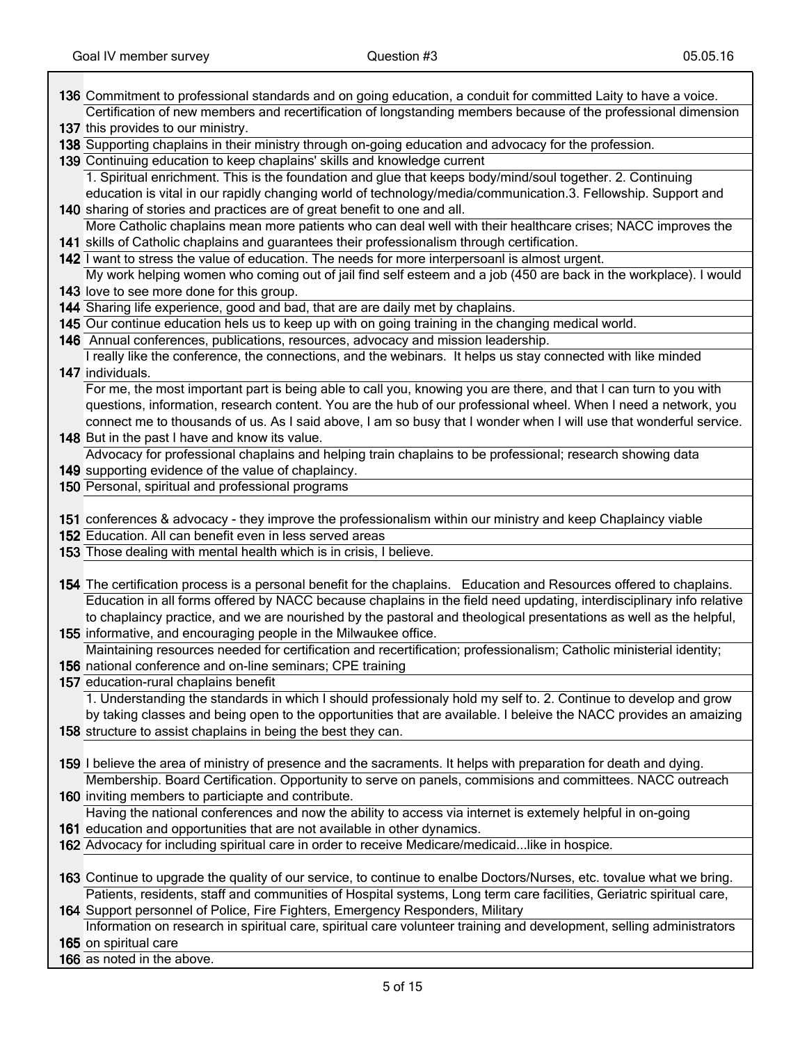| | |
|---|---|
| 136 | Commitment to professional standards and on going education, a conduit for committed Laity to have a voice. |
| 137 | Certification of new members and recertification of longstanding members because of the professional dimension this provides to our ministry. |
| 138 | Supporting chaplains in their ministry through on-going education and advocacy for the profession. |
| 139 | Continuing education to keep chaplains' skills and knowledge current |
| 140 | 1. Spiritual enrichment. This is the foundation and glue that keeps body/mind/soul together. 2. Continuing education is vital in our rapidly changing world of technology/media/communication.3. Fellowship. Support and sharing of stories and practices are of great benefit to one and all. |
| 141 | More Catholic chaplains mean more patients who can deal well with their healthcare crises; NACC improves the skills of Catholic chaplains and guarantees their professionalism through certification. |
| 142 | I want to stress the value of education. The needs for more interpersoanl is almost urgent. |
| 143 | My work helping women who coming out of jail find self esteem and a job (450 are back in the workplace). I would love to see more done for this group. |
| 144 | Sharing life experience, good and bad, that are are daily met by chaplains. |
| 145 | Our continue education hels us to keep up with on going training in the changing medical world. |
| 146 | Annual conferences, publications, resources, advocacy and mission leadership. |
| 147 | I really like the conference, the connections, and the webinars. It helps us stay connected with like minded individuals. |
| 148 | For me, the most important part is being able to call you, knowing you are there, and that I can turn to you with questions, information, research content. You are the hub of our professional wheel. When I need a network, you connect me to thousands of us. As I said above, I am so busy that I wonder when I will use that wonderful service. But in the past I have and know its value. |
| 149 | Advocacy for professional chaplains and helping train chaplains to be professional; research showing data supporting evidence of the value of chaplaincy. |
| 150 | Personal, spiritual and professional programs |
| 151 | conferences & advocacy - they improve the professionalism within our ministry and keep Chaplaincy viable |
| 152 | Education. All can benefit even in less served areas |
| 153 | Those dealing with mental health which is in crisis, I believe. |
| 154 | The certification process is a personal benefit for the chaplains. Education and Resources offered to chaplains. |
| 155 | Education in all forms offered by NACC because chaplains in the field need updating, interdisciplinary info relative to chaplaincy practice, and we are nourished by the pastoral and theological presentations as well as the helpful, informative, and encouraging people in the Milwaukee office. |
| 156 | Maintaining resources needed for certification and recertification; professionalism; Catholic ministerial identity; national conference and on-line seminars; CPE training |
| 157 | education-rural chaplains benefit |
| 158 | 1. Understanding the standards in which I should professionaly hold my self to. 2. Continue to develop and grow by taking classes and being open to the opportunities that are available. I beleive the NACC provides an amaizing structure to assist chaplains in being the best they can. |
| 159 | I believe the area of ministry of presence and the sacraments. It helps with preparation for death and dying. |
| 160 | Membership. Board Certification. Opportunity to serve on panels, commisions and committees. NACC outreach inviting members to particiapte and contribute. |
| 161 | Having the national conferences and now the ability to access via internet is extemely helpful in on-going education and opportunities that are not available in other dynamics. |
| 162 | Advocacy for including spiritual care in order to receive Medicare/medicaid...like in hospice. |
| 163 | Continue to upgrade the quality of our service, to continue to enalbe Doctors/Nurses, etc. tovalue what we bring. |
| 164 | Patients, residents, staff and communities of Hospital systems, Long term care facilities, Geriatric spiritual care, Support personnel of Police, Fire Fighters, Emergency Responders, Military |
| 165 | Information on research in spiritual care, spiritual care volunteer training and development, selling administrators on spiritual care |
| 166 | as noted in the above. |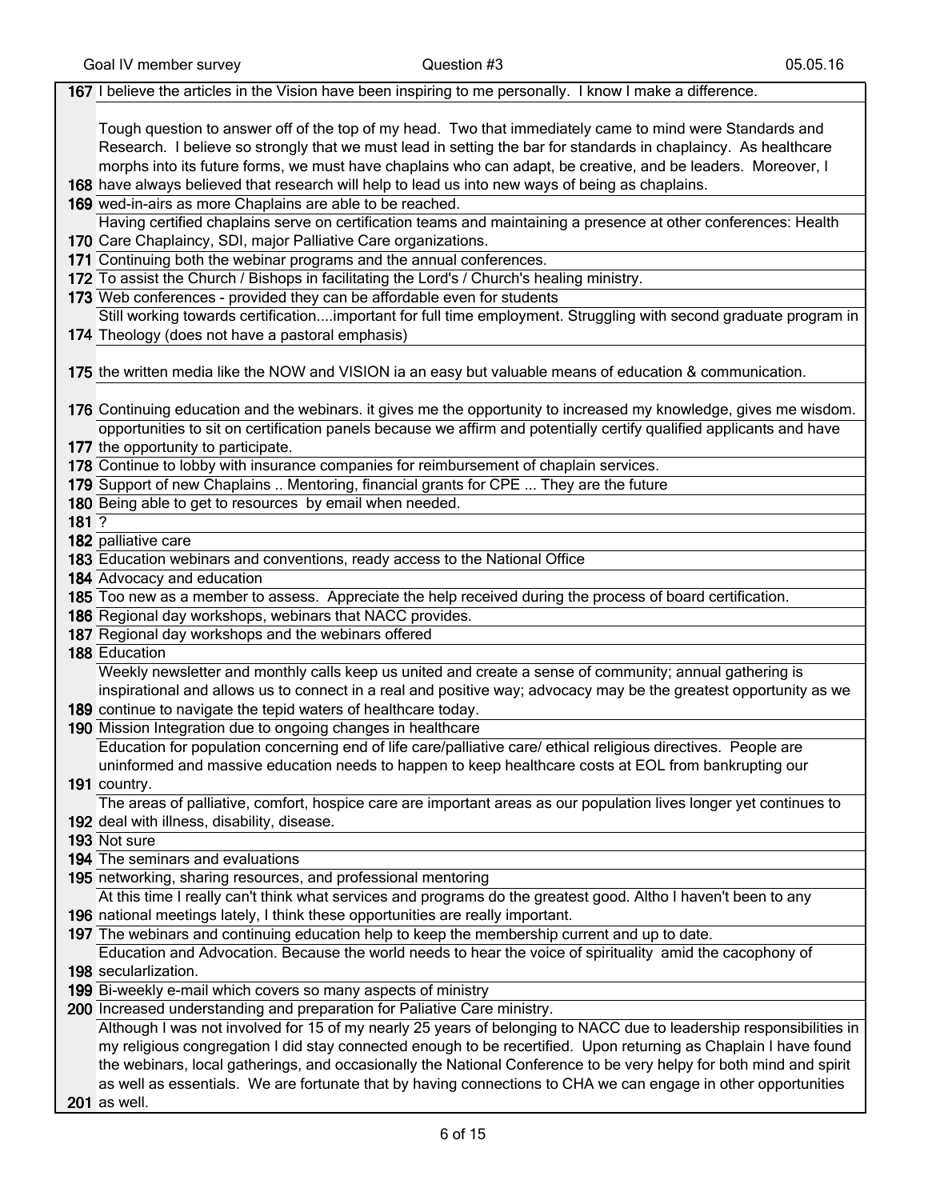| | |
|---|---|
| 167 | I believe the articles in the Vision have been inspiring to me personally. I know I make a difference. |
| 168 | Tough question to answer off of the top of my head. Two that immediately came to mind were Standards and Research. I believe so strongly that we must lead in setting the bar for standards in chaplaincy. As healthcare morphs into its future forms, we must have chaplains who can adapt, be creative, and be leaders. Moreover, I have always believed that research will help to lead us into new ways of being as chaplains. |
| 169 | wed-in-airs as more Chaplains are able to be reached. |
| 170 | Having certified chaplains serve on certification teams and maintaining a presence at other conferences: Health Care Chaplaincy, SDI, major Palliative Care organizations. |
| 171 | Continuing both the webinar programs and the annual conferences. |
| 172 | To assist the Church / Bishops in facilitating the Lord's / Church's healing ministry. |
| 173 | Web conferences - provided they can be affordable even for students |
| 174 | Still working towards certification....important for full time employment. Struggling with second graduate program in Theology (does not have a pastoral emphasis) |
| 175 | the written media like the NOW and VISION ia an easy but valuable means of education & communication. |
| 176 | Continuing education and the webinars. it gives me the opportunity to increased my knowledge, gives me wisdom. |
| 177 | opportunities to sit on certification panels because we affirm and potentially certify qualified applicants and have the opportunity to participate. |
| 178 | Continue to lobby with insurance companies for reimbursement of chaplain services. |
| 179 | Support of new Chaplains .. Mentoring, financial grants for CPE ... They are the future |
| 180 | Being able to get to resources by email when needed. |
| 181 | ? |
| 182 | palliative care |
| 183 | Education webinars and conventions, ready access to the National Office |
| 184 | Advocacy and education |
| 185 | Too new as a member to assess. Appreciate the help received during the process of board certification. |
| 186 | Regional day workshops, webinars that NACC provides. |
| 187 | Regional day workshops and the webinars offered |
| 188 | Education |
| 189 | Weekly newsletter and monthly calls keep us united and create a sense of community; annual gathering is inspirational and allows us to connect in a real and positive way; advocacy may be the greatest opportunity as we continue to navigate the tepid waters of healthcare today. |
| 190 | Mission Integration due to ongoing changes in healthcare |
| 191 | Education for population concerning end of life care/palliative care/ ethical religious directives. People are uninformed and massive education needs to happen to keep healthcare costs at EOL from bankrupting our country. |
| 192 | The areas of palliative, comfort, hospice care are important areas as our population lives longer yet continues to deal with illness, disability, disease. |
| 193 | Not sure |
| 194 | The seminars and evaluations |
| 195 | networking, sharing resources, and professional mentoring |
| 196 | At this time I really can't think what services and programs do the greatest good. Altho I haven't been to any national meetings lately, I think these opportunities are really important. |
| 197 | The webinars and continuing education help to keep the membership current and up to date. |
| 198 | Education and Advocation. Because the world needs to hear the voice of spirituality amid the cacophony of secularlization. |
| 199 | Bi-weekly e-mail which covers so many aspects of ministry |
| 200 | Increased understanding and preparation for Paliative Care ministry. |
| 201 | Although I was not involved for 15 of my nearly 25 years of belonging to NACC due to leadership responsibilities in my religious congregation I did stay connected enough to be recertified. Upon returning as Chaplain I have found the webinars, local gatherings, and occasionally the National Conference to be very helpy for both mind and spirit as well as essentials. We are fortunate that by having connections to CHA we can engage in other opportunities as well. |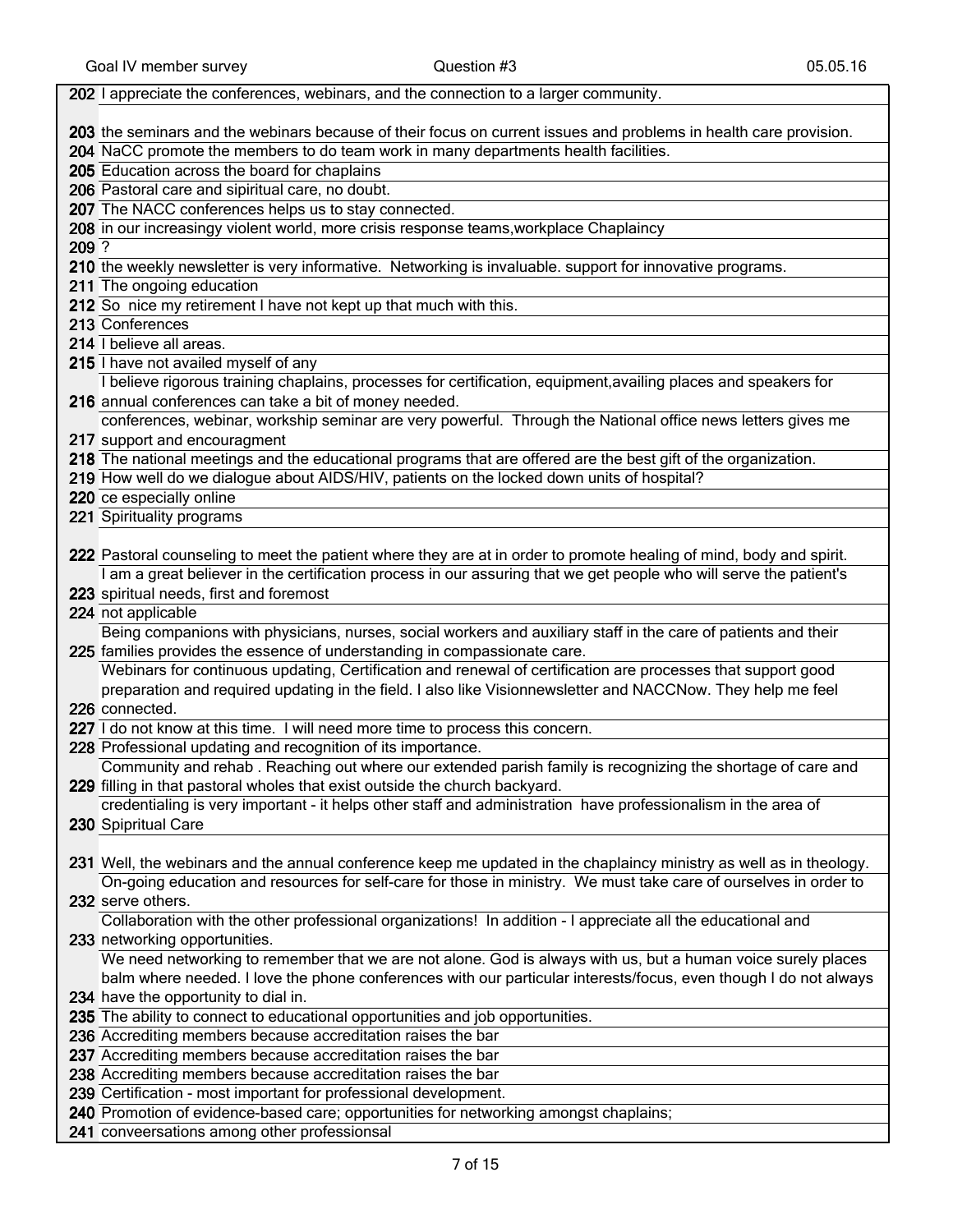| | |
|---|---|
| 202 | I appreciate the conferences, webinars, and the connection to a larger community. |
| 203 | the seminars and the webinars because of their focus on current issues and problems in health care provision. |
| 204 | NaCC promote the members to do team work in many departments health facilities. |
| 205 | Education across the board for chaplains |
| 206 | Pastoral care and sipiritual care, no doubt. |
| 207 | The NACC conferences helps us to stay connected. |
| 208 | in our increasingy violent world, more crisis response teams,workplace Chaplaincy |
| 209 | ? |
| 210 | the weekly newsletter is very informative. Networking is invaluable. support for innovative programs. |
| 211 | The ongoing education |
| 212 | So nice my retirement I have not kept up that much with this. |
| 213 | Conferences |
| 214 | I believe all areas. |
| 215 | I have not availed myself of any |
| 216 | I believe rigorous training chaplains, processes for certification, equipment,availing places and speakers for annual conferences can take a bit of money needed. |
| 217 | conferences, webinar, workship seminar are very powerful. Through the National office news letters gives me support and encouragment |
| 218 | The national meetings and the educational programs that are offered are the best gift of the organization. |
| 219 | How well do we dialogue about AIDS/HIV, patients on the locked down units of hospital? |
| 220 | ce especially online |
| 221 | Spirituality programs |
| 222 | Pastoral counseling to meet the patient where they are at in order to promote healing of mind, body and spirit. |
| 223 | I am a great believer in the certification process in our assuring that we get people who will serve the patient's spiritual needs, first and foremost |
| 224 | not applicable |
| 225 | Being companions with physicians, nurses, social workers and auxiliary staff in the care of patients and their families provides the essence of understanding in compassionate care. |
| 226 | Webinars for continuous updating, Certification and renewal of certification are processes that support good preparation and required updating in the field. I also like Visionnewsletter and NACCNow. They help me feel connected. |
| 227 | I do not know at this time. I will need more time to process this concern. |
| 228 | Professional updating and recognition of its importance. |
| 229 | Community and rehab . Reaching out where our extended parish family is recognizing the shortage of care and filling in that pastoral wholes that exist outside the church backyard. |
| 230 | credentialing is very important - it helps other staff and administration have professionalism in the area of Spipritual Care |
| 231 | Well, the webinars and the annual conference keep me updated in the chaplaincy ministry as well as in theology. |
| 232 | On-going education and resources for self-care for those in ministry. We must take care of ourselves in order to serve others. |
| 233 | Collaboration with the other professional organizations! In addition - I appreciate all the educational and networking opportunities. |
| 234 | We need networking to remember that we are not alone. God is always with us, but a human voice surely places balm where needed. I love the phone conferences with our particular interests/focus, even though I do not always have the opportunity to dial in. |
| 235 | The ability to connect to educational opportunities and job opportunities. |
| 236 | Accrediting members because accreditation raises the bar |
| 237 | Accrediting members because accreditation raises the bar |
| 238 | Accrediting members because accreditation raises the bar |
| 239 | Certification - most important for professional development. |
| 240 | Promotion of evidence-based care; opportunities for networking amongst chaplains; |
| 241 | conveersations among other professionsal |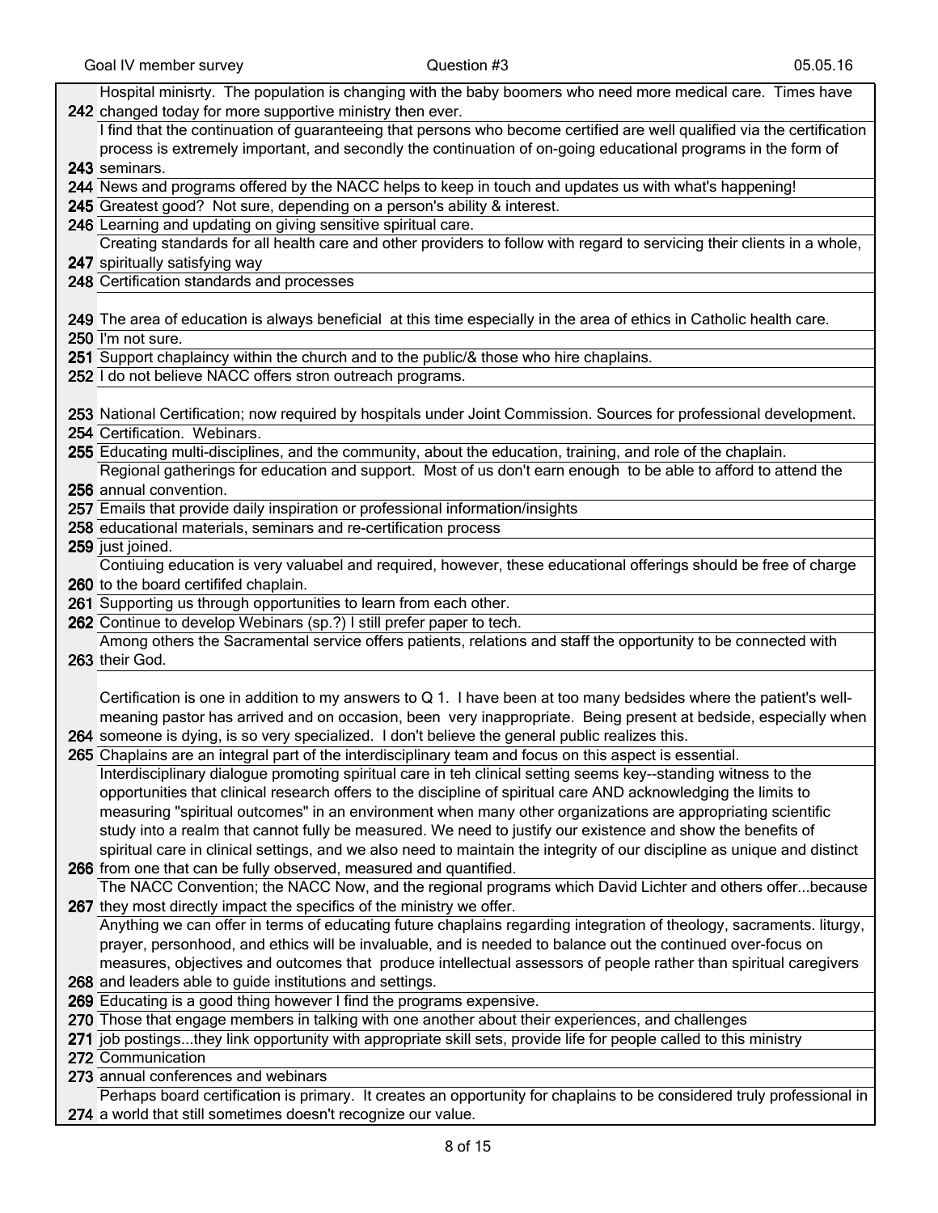| | |
|---|---|
| 242 | Hospital minisrty. The population is changing with the baby boomers who need more medical care. Times have changed today for more supportive ministry then ever. |
| 243 | I find that the continuation of guaranteeing that persons who become certified are well qualified via the certification process is extremely important, and secondly the continuation of on-going educational programs in the form of seminars. |
| 244 | News and programs offered by the NACC helps to keep in touch and updates us with what's happening! |
| 245 | Greatest good? Not sure, depending on a person's ability & interest. |
| 246 | Learning and updating on giving sensitive spiritual care. |
| 247 | Creating standards for all health care and other providers to follow with regard to servicing their clients in a whole, spiritually satisfying way |
| 248 | Certification standards and processes |
| 249 | The area of education is always beneficial at this time especially in the area of ethics in Catholic health care. |
| 250 | I'm not sure. |
| 251 | Support chaplaincy within the church and to the public/& those who hire chaplains. |
| 252 | I do not believe NACC offers stron outreach programs. |
| 253 | National Certification; now required by hospitals under Joint Commission. Sources for professional development. |
| 254 | Certification. Webinars. |
| 255 | Educating multi-disciplines, and the community, about the education, training, and role of the chaplain. |
| 256 | Regional gatherings for education and support. Most of us don't earn enough to be able to afford to attend the annual convention. |
| 257 | Emails that provide daily inspiration or professional information/insights |
| 258 | educational materials, seminars and re-certification process |
| 259 | just joined. |
| 260 | Contiuing education is very valuabel and required, however, these educational offerings should be free of charge to the board certififed chaplain. |
| 261 | Supporting us through opportunities to learn from each other. |
| 262 | Continue to develop Webinars (sp.?) I still prefer paper to tech. |
| 263 | Among others the Sacramental service offers patients, relations and staff the opportunity to be connected with their God. |
| 264 | Certification is one in addition to my answers to Q 1. I have been at too many bedsides where the patient's well-meaning pastor has arrived and on occasion, been very inappropriate. Being present at bedside, especially when someone is dying, is so very specialized. I don't believe the general public realizes this. |
| 265 | Chaplains are an integral part of the interdisciplinary team and focus on this aspect is essential. |
| 266 | Interdisciplinary dialogue promoting spiritual care in teh clinical setting seems key--standing witness to the opportunities that clinical research offers to the discipline of spiritual care AND acknowledging the limits to measuring "spiritual outcomes" in an environment when many other organizations are appropriating scientific study into a realm that cannot fully be measured. We need to justify our existence and show the benefits of spiritual care in clinical settings, and we also need to maintain the integrity of our discipline as unique and distinct from one that can be fully observed, measured and quantified. |
| 267 | The NACC Convention; the NACC Now, and the regional programs which David Lichter and others offer...because they most directly impact the specifics of the ministry we offer. |
| 268 | Anything we can offer in terms of educating future chaplains regarding integration of theology, sacraments. liturgy, prayer, personhood, and ethics will be invaluable, and is needed to balance out the continued over-focus on measures, objectives and outcomes that produce intellectual assessors of people rather than spiritual caregivers and leaders able to guide institutions and settings. |
| 269 | Educating is a good thing however I find the programs expensive. |
| 270 | Those that engage members in talking with one another about their experiences, and challenges |
| 271 | job postings...they link opportunity with appropriate skill sets, provide life for people called to this ministry |
| 272 | Communication |
| 273 | annual conferences and webinars |
| 274 | Perhaps board certification is primary. It creates an opportunity for chaplains to be considered truly professional in a world that still sometimes doesn't recognize our value. |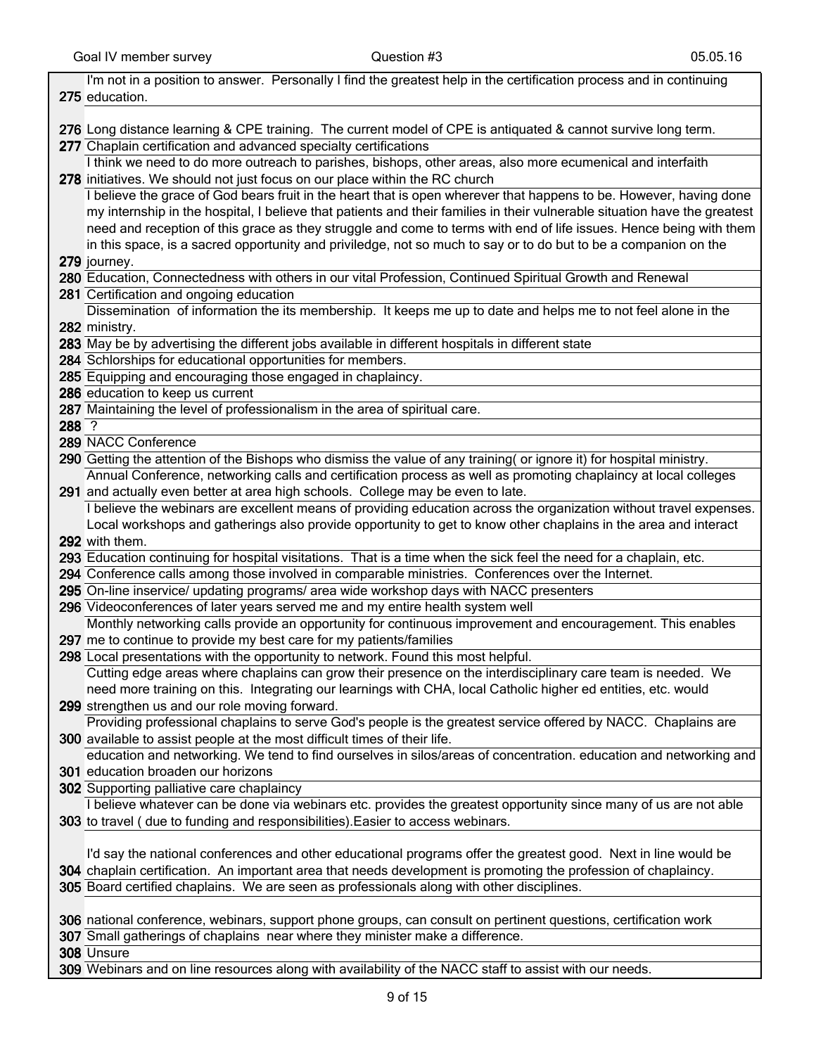| | |
|---|---|
| 275 | I'm not in a position to answer. Personally I find the greatest help in the certification process and in continuing education. |
| 276 | Long distance learning & CPE training. The current model of CPE is antiquated & cannot survive long term. |
| 277 | Chaplain certification and advanced specialty certifications |
| 278 | I think we need to do more outreach to parishes, bishops, other areas, also more ecumenical and interfaith initiatives. We should not just focus on our place within the RC church |
| 279 | I believe the grace of God bears fruit in the heart that is open wherever that happens to be. However, having done my internship in the hospital, I believe that patients and their families in their vulnerable situation have the greatest need and reception of this grace as they struggle and come to terms with end of life issues. Hence being with them in this space, is a sacred opportunity and priviledge, not so much to say or to do but to be a companion on the journey. |
| 280 | Education, Connectedness with others in our vital Profession, Continued Spiritual Growth and Renewal |
| 281 | Certification and ongoing education |
| 282 | Dissemination of information the its membership. It keeps me up to date and helps me to not feel alone in the ministry. |
| 283 | May be by advertising the different jobs available in different hospitals in different state |
| 284 | Schlorships for educational opportunities for members. |
| 285 | Equipping and encouraging those engaged in chaplaincy. |
| 286 | education to keep us current |
| 287 | Maintaining the level of professionalism in the area of spiritual care. |
| 288 | ? |
| 289 | NACC Conference |
| 290 | Getting the attention of the Bishops who dismiss the value of any training( or ignore it) for hospital ministry. |
| 291 | Annual Conference, networking calls and certification process as well as promoting chaplaincy at local colleges and actually even better at area high schools. College may be even to late. |
| 292 | I believe the webinars are excellent means of providing education across the organization without travel expenses. Local workshops and gatherings also provide opportunity to get to know other chaplains in the area and interact with them. |
| 293 | Education continuing for hospital visitations. That is a time when the sick feel the need for a chaplain, etc. |
| 294 | Conference calls among those involved in comparable ministries. Conferences over the Internet. |
| 295 | On-line inservice/ updating programs/ area wide workshop days with NACC presenters |
| 296 | Videoconferences of later years served me and my entire health system well |
| 297 | Monthly networking calls provide an opportunity for continuous improvement and encouragement. This enables me to continue to provide my best care for my patients/families |
| 298 | Local presentations with the opportunity to network. Found this most helpful. |
| 299 | Cutting edge areas where chaplains can grow their presence on the interdisciplinary care team is needed. We need more training on this. Integrating our learnings with CHA, local Catholic higher ed entities, etc. would strengthen us and our role moving forward. |
| 300 | Providing professional chaplains to serve God's people is the greatest service offered by NACC. Chaplains are available to assist people at the most difficult times of their life. |
| 301 | education and networking. We tend to find ourselves in silos/areas of concentration. education and networking and education broaden our horizons |
| 302 | Supporting palliative care chaplaincy |
| 303 | I believe whatever can be done via webinars etc. provides the greatest opportunity since many of us are not able to travel ( due to funding and responsibilities).Easier to access webinars. |
| 304 | I'd say the national conferences and other educational programs offer the greatest good. Next in line would be chaplain certification. An important area that needs development is promoting the profession of chaplaincy. |
| 305 | Board certified chaplains. We are seen as professionals along with other disciplines. |
| 306 | national conference, webinars, support phone groups, can consult on pertinent questions, certification work |
| 307 | Small gatherings of chaplains near where they minister make a difference. |
| 308 | Unsure |
| 309 | Webinars and on line resources along with availability of the NACC staff to assist with our needs. |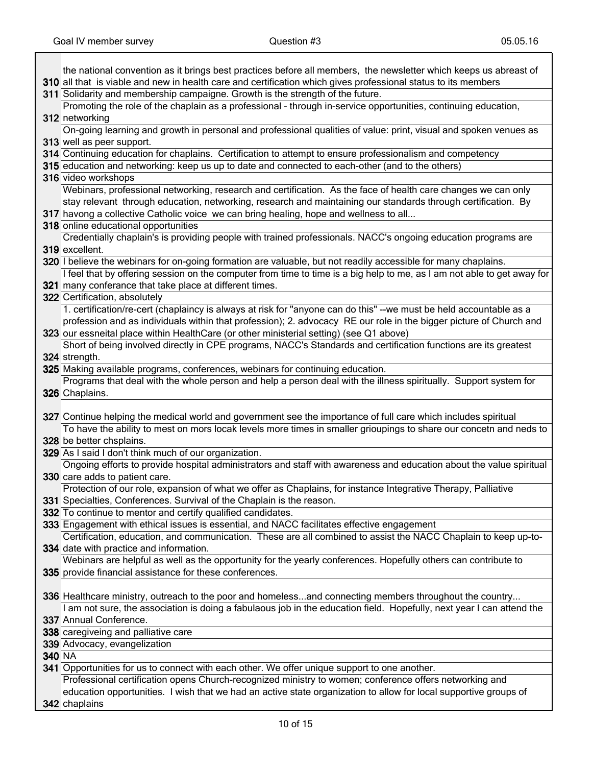| | |
|---|---|
| 310 | the national convention as it brings best practices before all members, the newsletter which keeps us abreast of all that is viable and new in health care and certification which gives professional status to its members |
| 311 | Solidarity and membership campaigne. Growth is the strength of the future. |
| 312 | Promoting the role of the chaplain as a professional - through in-service opportunities, continuing education, networking |
| 313 | On-going learning and growth in personal and professional qualities of value: print, visual and spoken venues as well as peer support. |
| 314 | Continuing education for chaplains. Certification to attempt to ensure professionalism and competency |
| 315 | education and networking: keep us up to date and connected to each-other (and to the others) |
| 316 | video workshops |
| 317 | Webinars, professional networking, research and certification. As the face of health care changes we can only stay relevant through education, networking, research and maintaining our standards through certification. By havong a collective Catholic voice we can bring healing, hope and wellness to all... |
| 318 | online educational opportunities |
| 319 | Credentially chaplain's is providing people with trained professionals. NACC's ongoing education programs are excellent. |
| 320 | I believe the webinars for on-going formation are valuable, but not readily accessible for many chaplains. |
| 321 | I feel that by offering session on the computer from time to time is a big help to me, as I am not able to get away for many conferance that take place at different times. |
| 322 | Certification, absolutely |
| 323 | 1. certification/re-cert (chaplaincy is always at risk for "anyone can do this" --we must be held accountable as a profession and as individuals within that profession); 2. advocacy RE our role in the bigger picture of Church and our essneital place within HealthCare (or other ministerial setting) (see Q1 above) |
| 324 | Short of being involved directly in CPE programs, NACC's Standards and certification functions are its greatest strength. |
| 325 | Making available programs, conferences, webinars for continuing education. |
| 326 | Programs that deal with the whole person and help a person deal with the illness spiritually. Support system for Chaplains. |
| 327 | Continue helping the medical world and government see the importance of full care which includes spiritual |
| 328 | To have the ability to mest on mors locak levels more times in smaller griouping to share our concetn and neds to be better chsplains. |
| 329 | As I said I don't think much of our organization. |
| 330 | Ongoing efforts to provide hospital administrators and staff with awareness and education about the value spiritual care adds to patient care. |
| 331 | Protection of our role, expansion of what we offer as Chaplains, for instance Integrative Therapy, Palliative Specialties, Conferences. Survival of the Chaplain is the reason. |
| 332 | To continue to mentor and certify qualified candidates. |
| 333 | Engagement with ethical issues is essential, and NACC facilitates effective engagement |
| 334 | Certification, education, and communication. These are all combined to assist the NACC Chaplain to keep up-to-date with practice and information. |
| 335 | Webinars are helpful as well as the opportunity for the yearly conferences. Hopefully others can contribute to provide financial assistance for these conferences. |
| 336 | Healthcare ministry, outreach to the poor and homeless...and connecting members throughout the country... |
| 337 | I am not sure, the association is doing a fabulaous job in the education field. Hopefully, next year I can attend the Annual Conference. |
| 338 | caregiveing and palliative care |
| 339 | Advocacy, evangelization |
| 340 | NA |
| 341 | Opportunities for us to connect with each other. We offer unique support to one another. |
| 342 | Professional certification opens Church-recognized ministry to women; conference offers networking and education opportunities. I wish that we had an active state organization to allow for local supportive groups of chaplains |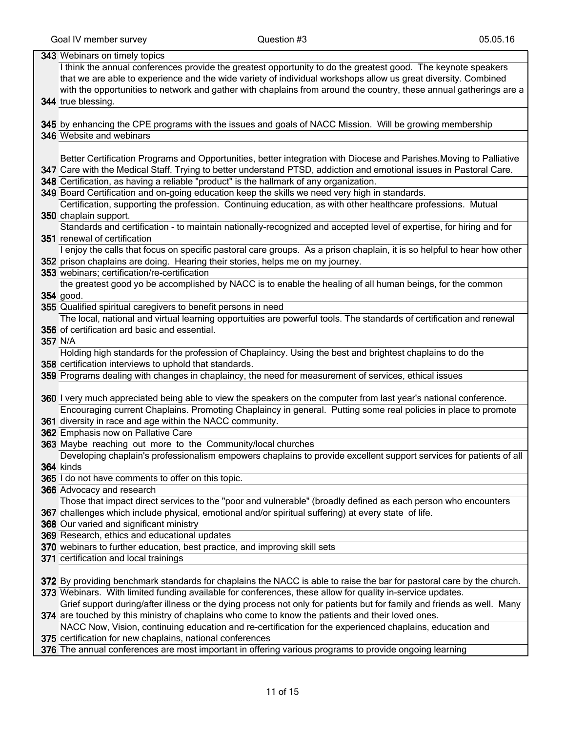| | |
|---|---|
| 343 | Webinars on timely topics |
| 344 | I think the annual conferences provide the greatest opportunity to do the greatest good. The keynote speakers that we are able to experience and the wide variety of individual workshops allow us great diversity. Combined with the opportunities to network and gather with chaplains from around the country, these annual gatherings are a true blessing. |
| 345 | by enhancing the CPE programs with the issues and goals of NACC Mission. Will be growing membership |
| 346 | Website and webinars |
| 347 | Better Certification Programs and Opportunities, better integration with Diocese and Parishes.Moving to Palliative Care with the Medical Staff. Trying to better understand PTSD, addiction and emotional issues in Pastoral Care. |
| 348 | Certification, as having a reliable "product" is the hallmark of any organization. |
| 349 | Board Certification and on-going education keep the skills we need very high in standards. |
| 350 | Certification, supporting the profession. Continuing education, as with other healthcare professions. Mutual chaplain support. |
| 351 | Standards and certification - to maintain nationally-recognized and accepted level of expertise, for hiring and for renewal of certification |
| 352 | I enjoy the calls that focus on specific pastoral care groups. As a prison chaplain, it is so helpful to hear how other prison chaplains are doing. Hearing their stories, helps me on my journey. |
| 353 | webinars; certification/re-certification |
| 354 | the greatest good yo be accomplished by NACC is to enable the healing of all human beings, for the common good. |
| 355 | Qualified spiritual caregivers to benefit persons in need |
| 356 | The local, national and virtual learning opportuities are powerful tools. The standards of certification and renewal of certification ard basic and essential. |
| 357 | N/A |
| 358 | Holding high standards for the profession of Chaplaincy. Using the best and brightest chaplains to do the certification interviews to uphold that standards. |
| 359 | Programs dealing with changes in chaplaincy, the need for measurement of services, ethical issues |
| 360 | I very much appreciated being able to view the speakers on the computer from last year's national conference. |
| 361 | Encouraging current Chaplains. Promoting Chaplaincy in general. Putting some real policies in place to promote diversity in race and age within the NACC community. |
| 362 | Emphasis now on Pallative Care |
| 363 | Maybe reaching out more to the Community/local churches |
| 364 | Developing chaplain's professionalism empowers chaplains to provide excellent support services for patients of all kinds |
| 365 | I do not have comments to offer on this topic. |
| 366 | Advocacy and research |
| 367 | Those that impact direct services to the "poor and vulnerable" (broadly defined as each person who encounters challenges which include physical, emotional and/or spiritual suffering) at every state of life. |
| 368 | Our varied and significant ministry |
| 369 | Research, ethics and educational updates |
| 370 | webinars to further education, best practice, and improving skill sets |
| 371 | certification and local trainings |
| 372 | By providing benchmark standards for chaplains the NACC is able to raise the bar for pastoral care by the church. |
| 373 | Webinars. With limited funding available for conferences, these allow for quality in-service updates. |
| 374 | Grief support during/after illness or the dying process not only for patients but for family and friends as well. Many are touched by this ministry of chaplains who come to know the patients and their loved ones. |
| 375 | NACC Now, Vision, continuing education and re-certification for the experienced chaplains, education and certification for new chaplains, national conferences |
| 376 | The annual conferences are most important in offering various programs to provide ongoing learning |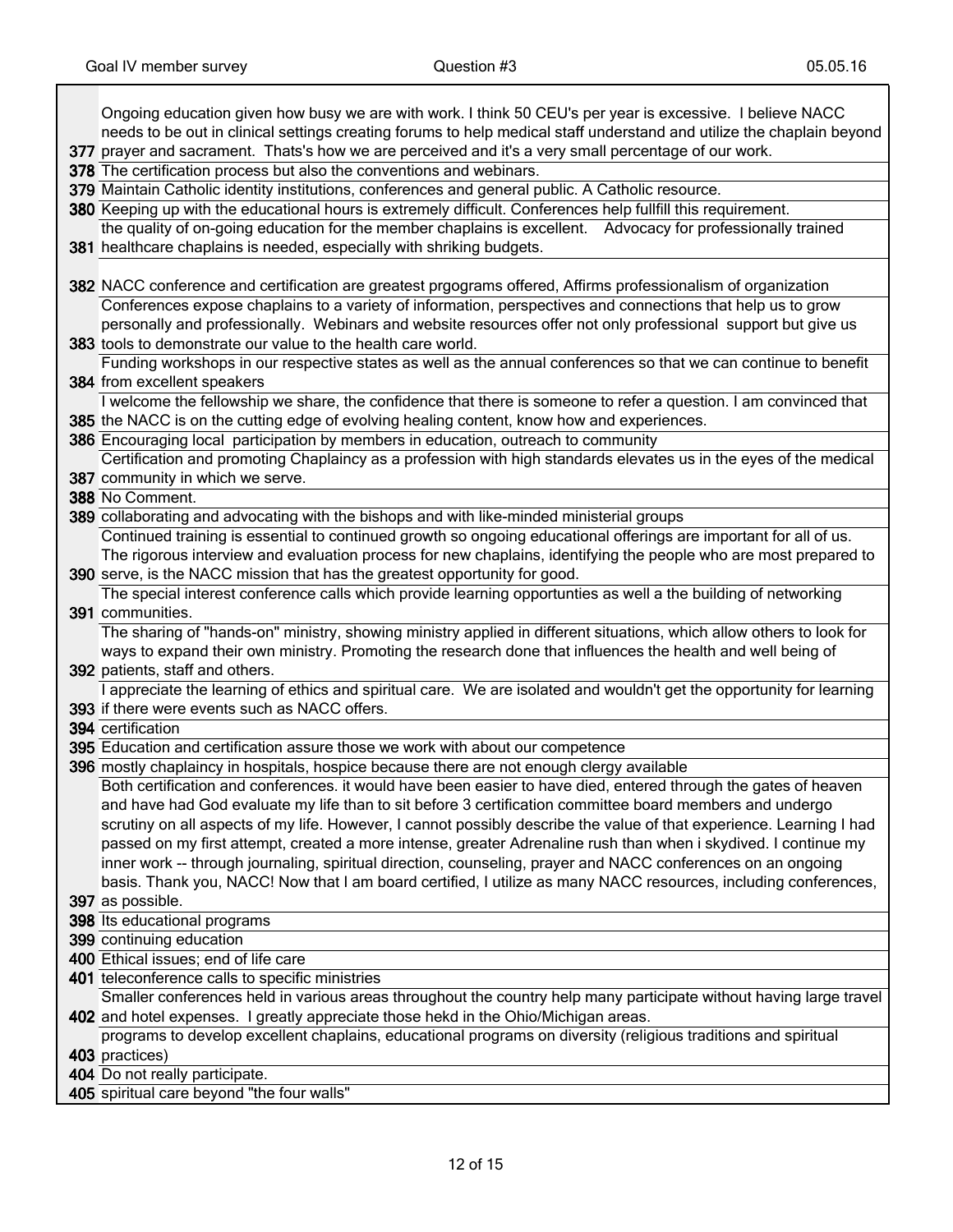| | |
|---|---|
| 377 | Ongoing education given how busy we are with work. I think 50 CEU's per year is excessive. I believe NACC needs to be out in clinical settings creating forums to help medical staff understand and utilize the chaplain beyond prayer and sacrament. Thats's how we are perceived and it's a very small percentage of our work. |
| 378 | The certification process but also the conventions and webinars. |
| 379 | Maintain Catholic identity institutions, conferences and general public. A Catholic resource. |
| 380 | Keeping up with the educational hours is extremely difficult. Conferences help fullfill this requirement. |
| 381 | the quality of on-going education for the member chaplains is excellent. Advocacy for professionally trained healthcare chaplains is needed, especially with shriking budgets. |
| 382 | NACC conference and certification are greatest prgograms offered, Affirms professionalism of organization |
| 383 | Conferences expose chaplains to a variety of information, perspectives and connections that help us to grow personally and professionally. Webinars and website resources offer not only professional support but give us tools to demonstrate our value to the health care world. |
| 384 | Funding workshops in our respective states as well as the annual conferences so that we can continue to benefit from excellent speakers |
| 385 | I welcome the fellowship we share, the confidence that there is someone to refer a question. I am convinced that the NACC is on the cutting edge of evolving healing content, know how and experiences. |
| 386 | Encouraging local participation by members in education, outreach to community |
| 387 | Certification and promoting Chaplaincy as a profession with high standards elevates us in the eyes of the medical community in which we serve. |
| 388 | No Comment. |
| 389 | collaborating and advocating with the bishops and with like-minded ministerial groups |
| 390 | Continued training is essential to continued growth so ongoing educational offerings are important for all of us. The rigorous interview and evaluation process for new chaplains, identifying the people who are most prepared to serve, is the NACC mission that has the greatest opportunity for good. |
| 391 | The special interest conference calls which provide learning opportunties as well a the building of networking communities. |
| 392 | The sharing of "hands-on" ministry, showing ministry applied in different situations, which allow others to look for ways to expand their own ministry. Promoting the research done that influences the health and well being of patients, staff and others. |
| 393 | I appreciate the learning of ethics and spiritual care. We are isolated and wouldn't get the opportunity for learning if there were events such as NACC offers. |
| 394 | certification |
| 395 | Education and certification assure those we work with about our competence |
| 396 | mostly chaplaincy in hospitals, hospice because there are not enough clergy available |
| 397 | Both certification and conferences. it would have been easier to have died, entered through the gates of heaven and have had God evaluate my life than to sit before 3 certification committee board members and undergo scrutiny on all aspects of my life. However, I cannot possibly describe the value of that experience. Learning I had passed on my first attempt, created a more intense, greater Adrenaline rush than when i skydived. I continue my inner work -- through journaling, spiritual direction, counseling, prayer and NACC conferences on an ongoing basis. Thank you, NACC! Now that I am board certified, I utilize as many NACC resources, including conferences, as possible. |
| 398 | Its educational programs |
| 399 | continuing education |
| 400 | Ethical issues; end of life care |
| 401 | teleconference calls to specific ministries |
| 402 | Smaller conferences held in various areas throughout the country help many participate without having large travel and hotel expenses. I greatly appreciate those hekd in the Ohio/Michigan areas. |
| 403 | programs to develop excellent chaplains, educational programs on diversity (religious traditions and spiritual practices) |
| 404 | Do not really participate. |
| 405 | spiritual care beyond "the four walls" |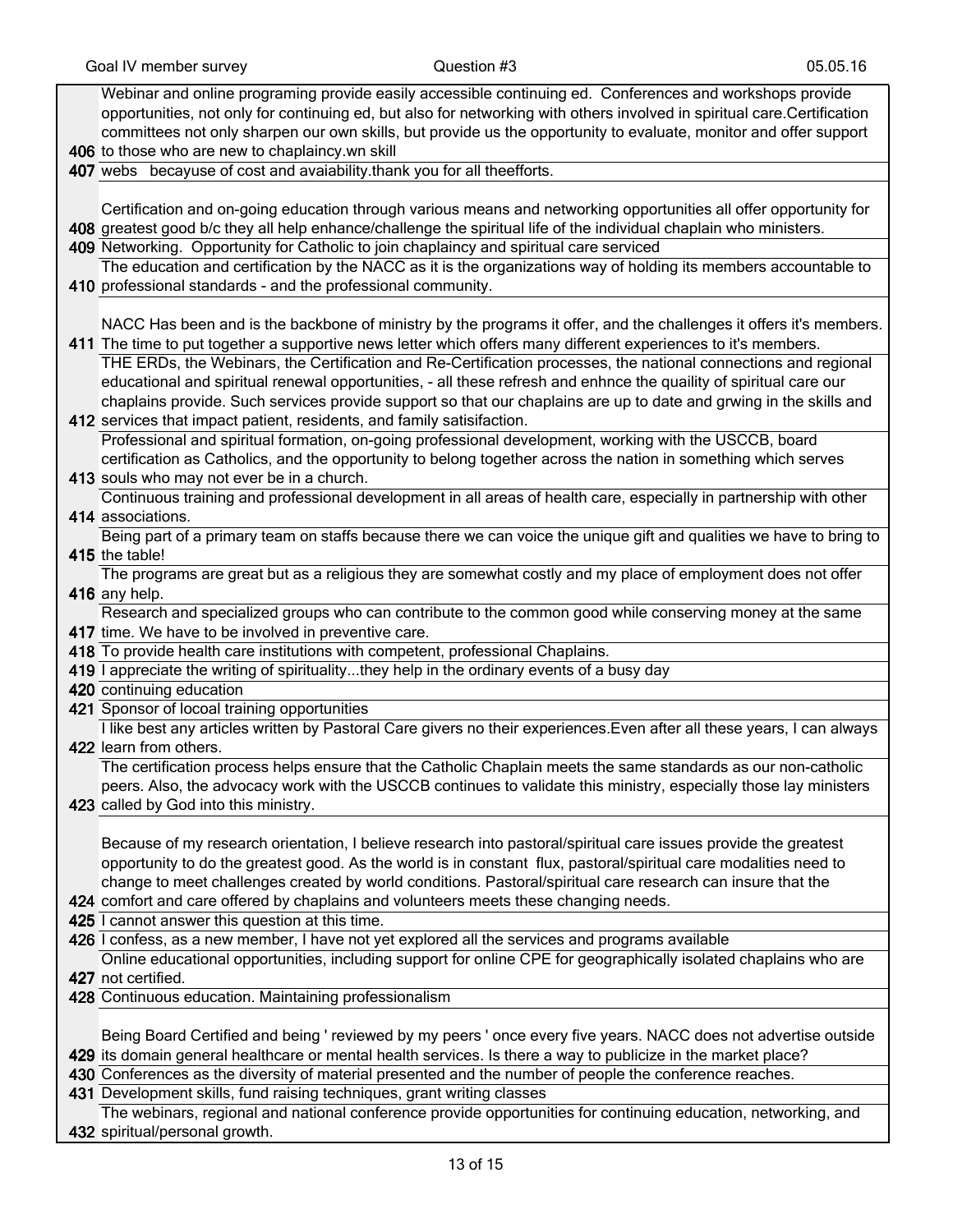| | |
|---|---|
| 406 | Webinar and online programing provide easily accessible continuing ed. Conferences and workshops provide opportunities, not only for continuing ed, but also for networking with others involved in spiritual care.Certification committees not only sharpen our own skills, but provide us the opportunity to evaluate, monitor and offer support to those who are new to chaplaincy.wn skill |
| 407 | webs becayuse of cost and avaiability.thank you for all theefforts. |
| 408 | Certification and on-going education through various means and networking opportunities all offer opportunity for greatest good b/c they all help enhance/challenge the spiritual life of the individual chaplain who ministers. |
| 409 | Networking. Opportunity for Catholic to join chaplaincy and spiritual care serviced |
| 410 | The education and certification by the NACC as it is the organizations way of holding its members accountable to professional standards - and the professional community. |
| 411 | NACC Has been and is the backbone of ministry by the programs it offer, and the challenges it offers it's members. The time to put together a supportive news letter which offers many different experiences to it's members. |
| 412 | THE ERDs, the Webinars, the Certification and Re-Certification processes, the national connections and regional educational and spiritual renewal opportunities, - all these refresh and enhnce the quaility of spiritual care our chaplains provide. Such services provide support so that our chaplains are up to date and grwing in the skills and services that impact patient, residents, and family satisifaction. |
| 413 | Professional and spiritual formation, on-going professional development, working with the USCCB, board certification as Catholics, and the opportunity to belong together across the nation in something which serves souls who may not ever be in a church. |
| 414 | Continuous training and professional development in all areas of health care, especially in partnership with other associations. |
| 415 | Being part of a primary team on staffs because there we can voice the unique gift and qualities we have to bring to the table! |
| 416 | The programs are great but as a religious they are somewhat costly and my place of employment does not offer any help. |
| 417 | Research and specialized groups who can contribute to the common good while conserving money at the same time. We have to be involved in preventive care. |
| 418 | To provide health care institutions with competent, professional Chaplains. |
| 419 | I appreciate the writing of spirituality...they help in the ordinary events of a busy day |
| 420 | continuing education |
| 421 | Sponsor of locoal training opportunities |
| 422 | I like best any articles written by Pastoral Care givers no their experiences.Even after all these years, I can always learn from others. |
| 423 | The certification process helps ensure that the Catholic Chaplain meets the same standards as our non-catholic peers. Also, the advocacy work with the USCCB continues to validate this ministry, especially those lay ministers called by God into this ministry. |
| 424 | Because of my research orientation, I believe research into pastoral/spiritual care issues provide the greatest opportunity to do the greatest good. As the world is in constant flux, pastoral/spiritual care modalities need to change to meet challenges created by world conditions. Pastoral/spiritual care research can insure that the comfort and care offered by chaplains and volunteers meets these changing needs. |
| 425 | I cannot answer this question at this time. |
| 426 | I confess, as a new member, I have not yet explored all the services and programs available |
| 427 | Online educational opportunities, including support for online CPE for geographically isolated chaplains who are not certified. |
| 428 | Continuous education. Maintaining professionalism |
| 429 | Being Board Certified and being ' reviewed by my peers ' once every five years. NACC does not advertise outside its domain general healthcare or mental health services. Is there a way to publicize in the market place? |
| 430 | Conferences as the diversity of material presented and the number of people the conference reaches. |
| 431 | Development skills, fund raising techniques, grant writing classes |
| 432 | The webinars, regional and national conference provide opportunities for continuing education, networking, and spiritual/personal growth. |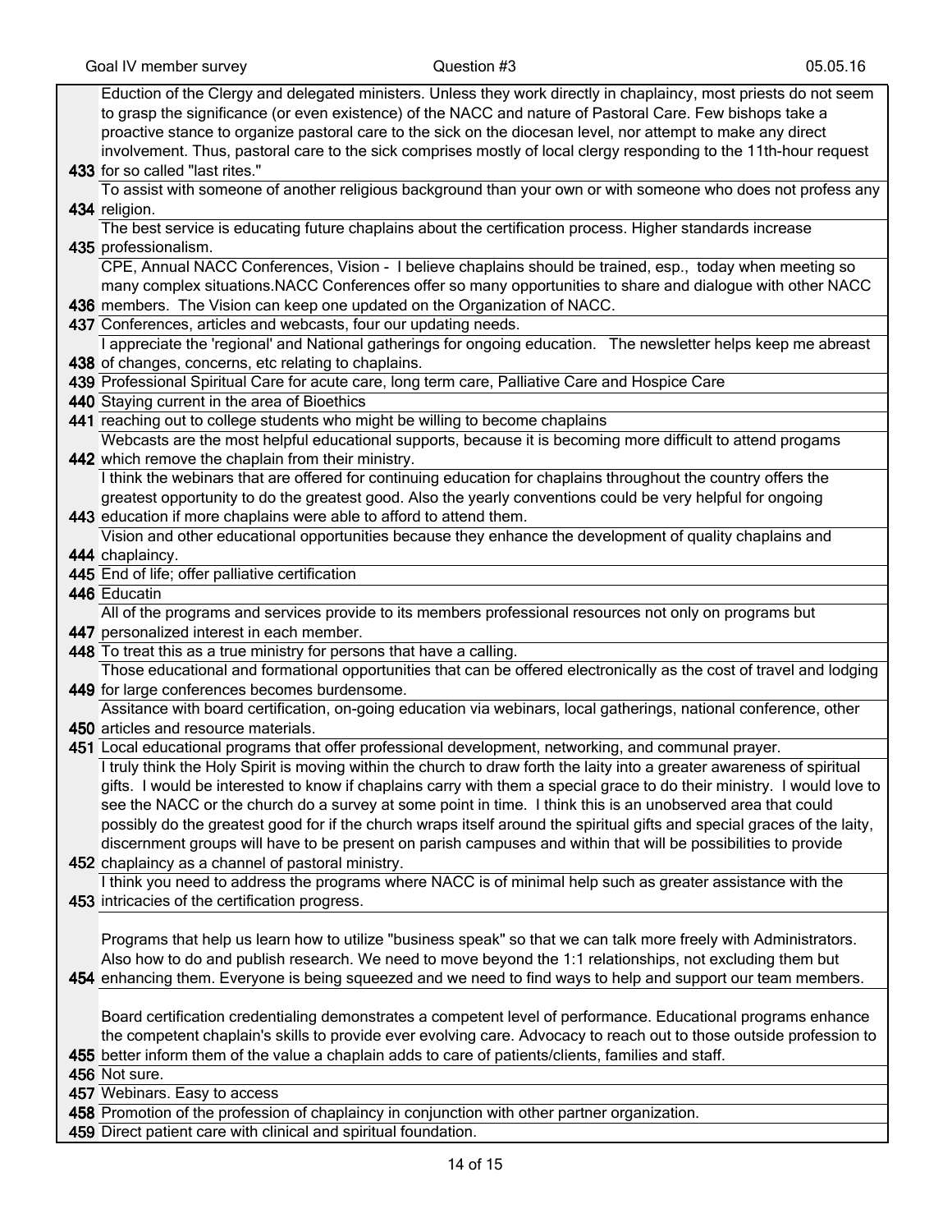| # | Response |
|---|---|
| 433 | Eduction of the Clergy and delegated ministers. Unless they work directly in chaplaincy, most priests do not seem to grasp the significance (or even existence) of the NACC and nature of Pastoral Care. Few bishops take a proactive stance to organize pastoral care to the sick on the diocesan level, nor attempt to make any direct involvement. Thus, pastoral care to the sick comprises mostly of local clergy responding to the 11th-hour request for so called "last rites." |
| 434 | To assist with someone of another religious background than your own or with someone who does not profess any religion. |
| 435 | The best service is educating future chaplains about the certification process. Higher standards increase professionalism. |
| 436 | CPE, Annual NACC Conferences, Vision - I believe chaplains should be trained, esp., today when meeting so many complex situations.NACC Conferences offer so many opportunities to share and dialogue with other NACC members. The Vision can keep one updated on the Organization of NACC. |
| 437 | Conferences, articles and webcasts, four our updating needs. |
| 438 | I appreciate the 'regional' and National gatherings for ongoing education. The newsletter helps keep me abreast of changes, concerns, etc relating to chaplains. |
| 439 | Professional Spiritual Care for acute care, long term care, Palliative Care and Hospice Care |
| 440 | Staying current in the area of Bioethics |
| 441 | reaching out to college students who might be willing to become chaplains |
| 442 | Webcasts are the most helpful educational supports, because it is becoming more difficult to attend progams which remove the chaplain from their ministry. |
| 443 | I think the webinars that are offered for continuing education for chaplains throughout the country offers the greatest opportunity to do the greatest good. Also the yearly conventions could be very helpful for ongoing education if more chaplains were able to afford to attend them. |
| 444 | Vision and other educational opportunities because they enhance the development of quality chaplains and chaplaincy. |
| 445 | End of life; offer palliative certification |
| 446 | Educatin |
| 447 | All of the programs and services provide to its members professional resources not only on programs but personalized interest in each member. |
| 448 | To treat this as a true ministry for persons that have a calling. |
| 449 | Those educational and formational opportunities that can be offered electronically as the cost of travel and lodging for large conferences becomes burdensome. |
| 450 | Assitance with board certification, on-going education via webinars, local gatherings, national conference, other articles and resource materials. |
| 451 | Local educational programs that offer professional development, networking, and communal prayer. |
| 452 | I truly think the Holy Spirit is moving within the church to draw forth the laity into a greater awareness of spiritual gifts. I would be interested to know if chaplains carry with them a special grace to do their ministry. I would love to see the NACC or the church do a survey at some point in time. I think this is an unobserved area that could possibly do the greatest good for if the church wraps itself around the spiritual gifts and special graces of the laity, discernment groups will have to be present on parish campuses and within that will be possibilities to provide chaplaincy as a channel of pastoral ministry. |
| 453 | I think you need to address the programs where NACC is of minimal help such as greater assistance with the intricacies of the certification progress. |
| 454 | Programs that help us learn how to utilize "business speak" so that we can talk more freely with Administrators. Also how to do and publish research. We need to move beyond the 1:1 relationships, not excluding them but enhancing them. Everyone is being squeezed and we need to find ways to help and support our team members. |
| 455 | Board certification credentialing demonstrates a competent level of performance. Educational programs enhance the competent chaplain's skills to provide ever evolving care. Advocacy to reach out to those outside profession to better inform them of the value a chaplain adds to care of patients/clients, families and staff. |
| 456 | Not sure. |
| 457 | Webinars. Easy to access |
| 458 | Promotion of the profession of chaplaincy in conjunction with other partner organization. |
| 459 | Direct patient care with clinical and spiritual foundation. |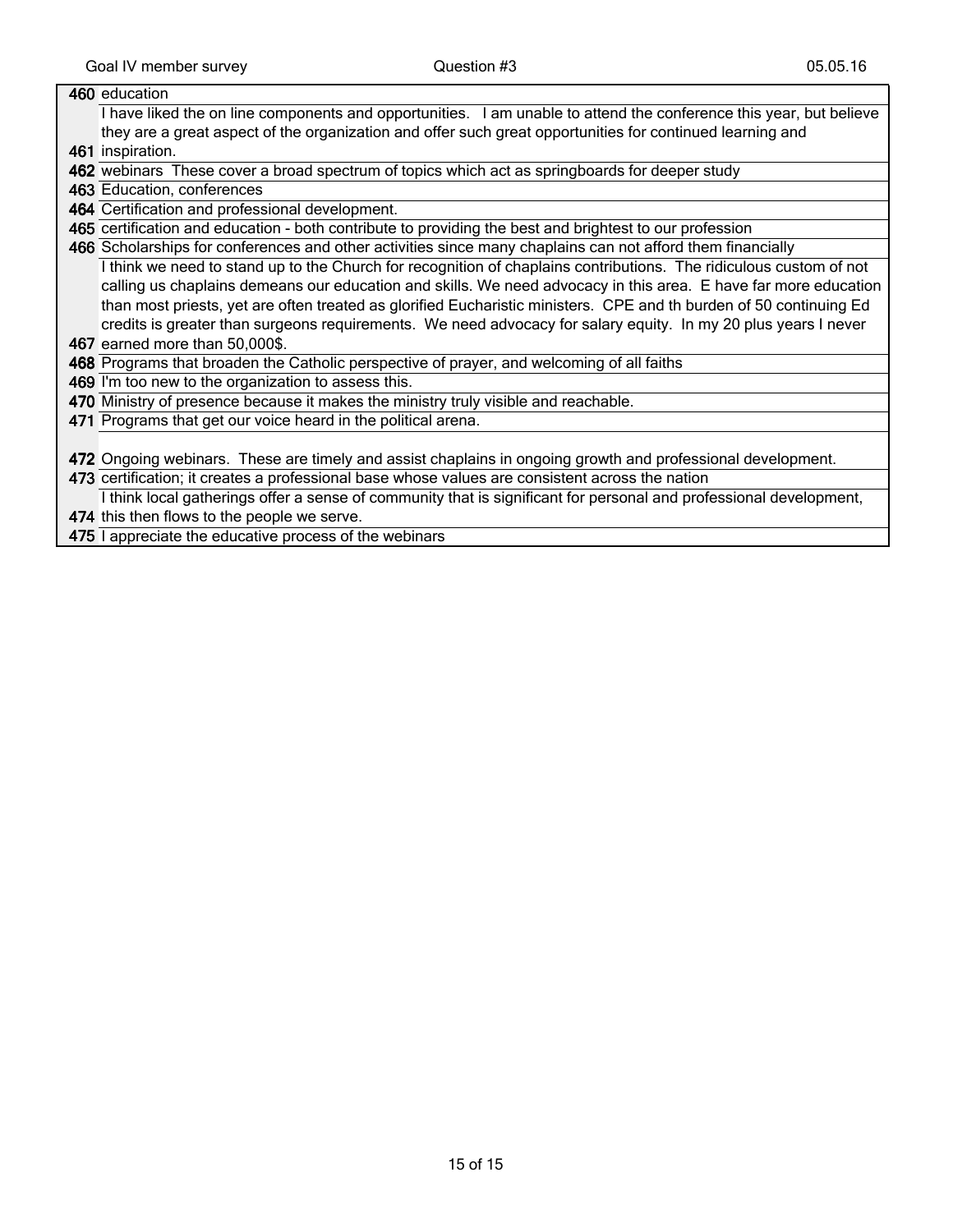| | |
|---|---|
| 460 | education |
| 461 | I have liked the on line components and opportunities. I am unable to attend the conference this year, but believe they are a great aspect of the organization and offer such great opportunities for continued learning and inspiration. |
| 462 | webinars These cover a broad spectrum of topics which act as springboards for deeper study |
| 463 | Education, conferences |
| 464 | Certification and professional development. |
| 465 | certification and education - both contribute to providing the best and brightest to our profession |
| 466 | Scholarships for conferences and other activities since many chaplains can not afford them financially |
| 467 | I think we need to stand up to the Church for recognition of chaplains contributions. The ridiculous custom of not calling us chaplains demeans our education and skills. We need advocacy in this area. E have far more education than most priests, yet are often treated as glorified Eucharistic ministers. CPE and th burden of 50 continuing Ed credits is greater than surgeons requirements. We need advocacy for salary equity. In my 20 plus years I never earned more than 50,000$. |
| 468 | Programs that broaden the Catholic perspective of prayer, and welcoming of all faiths |
| 469 | I'm too new to the organization to assess this. |
| 470 | Ministry of presence because it makes the ministry truly visible and reachable. |
| 471 | Programs that get our voice heard in the political arena. |
| 472 | Ongoing webinars. These are timely and assist chaplains in ongoing growth and professional development. |
| 473 | certification; it creates a professional base whose values are consistent across the nation |
| 474 | I think local gatherings offer a sense of community that is significant for personal and professional development, this then flows to the people we serve. |
| 475 | I appreciate the educative process of the webinars |